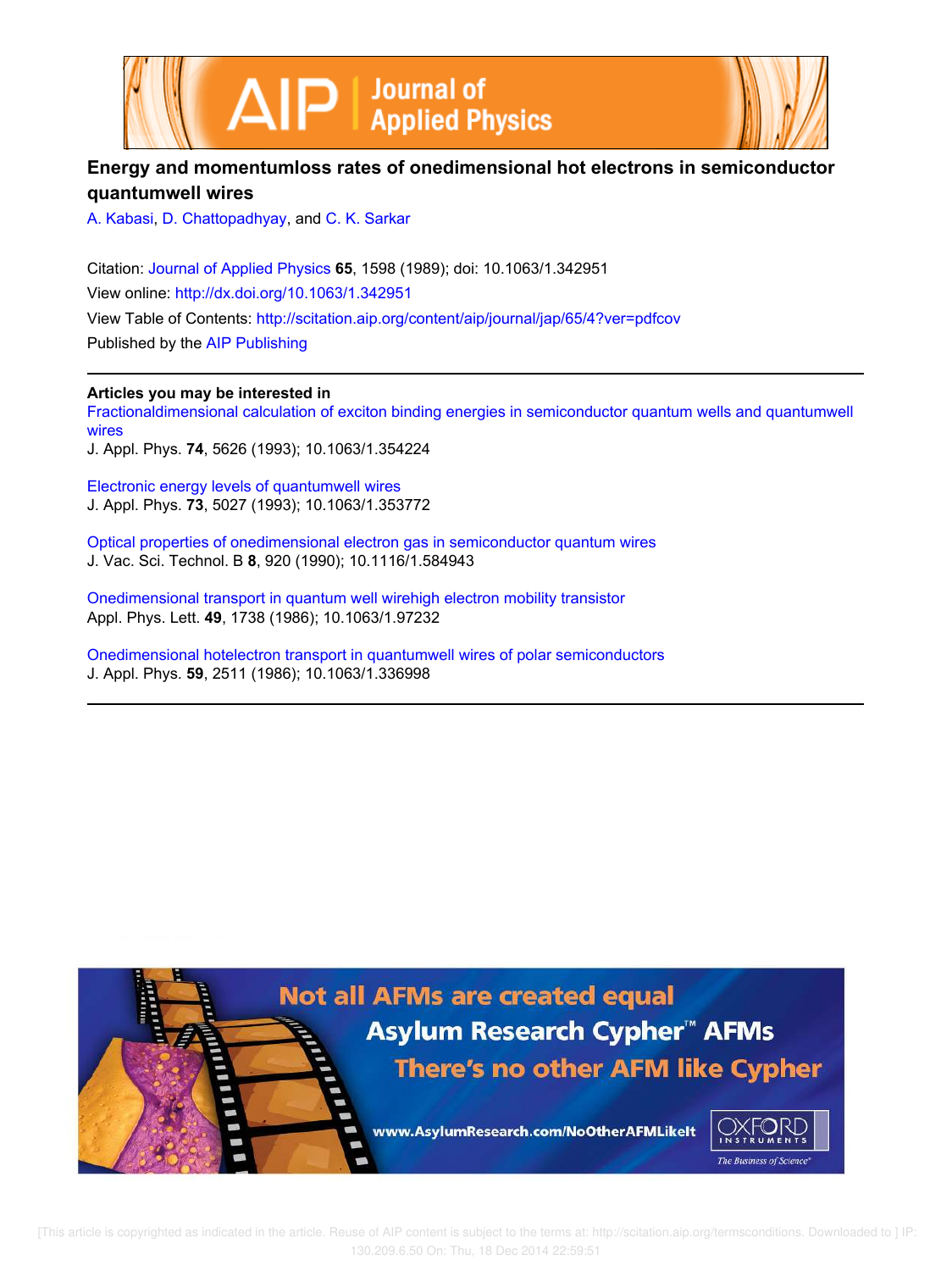# Energy and momentumloss rates of onedimensional hot electrons in semiconductor quantumwell wires

A. Kabasi, D. Chattopadhyay, and C. K. Sarkar

Citation: Journal of Applied Physics **65**, 1598 (1989); doi: 10.1063/1.342951

View online: http://dx.doi.org/10.1063/1.342951

View Table of Contents: http://scitation.aip.org/content/aip/journal/jap/65/4?ver=pdfcov

Published by the AIP Publishing

**Articles you may be interested in**

Fractionaldimensional calculation of exciton binding energies in semiconductor quantum wells and quantumwell wires
J. Appl. Phys. **74**, 5626 (1993); 10.1063/1.354224

Electronic energy levels of quantumwell wires
J. Appl. Phys. **73**, 5027 (1993); 10.1063/1.353772

Optical properties of onedimensional electron gas in semiconductor quantum wires
J. Vac. Sci. Technol. B **8**, 920 (1990); 10.1116/1.584943

Onedimensional transport in quantum well wirehigh electron mobility transistor
Appl. Phys. Lett. **49**, 1738 (1986); 10.1063/1.97232

Onedimensional hotelectron transport in quantumwell wires of polar semiconductors
J. Appl. Phys. **59**, 2511 (1986); 10.1063/1.336998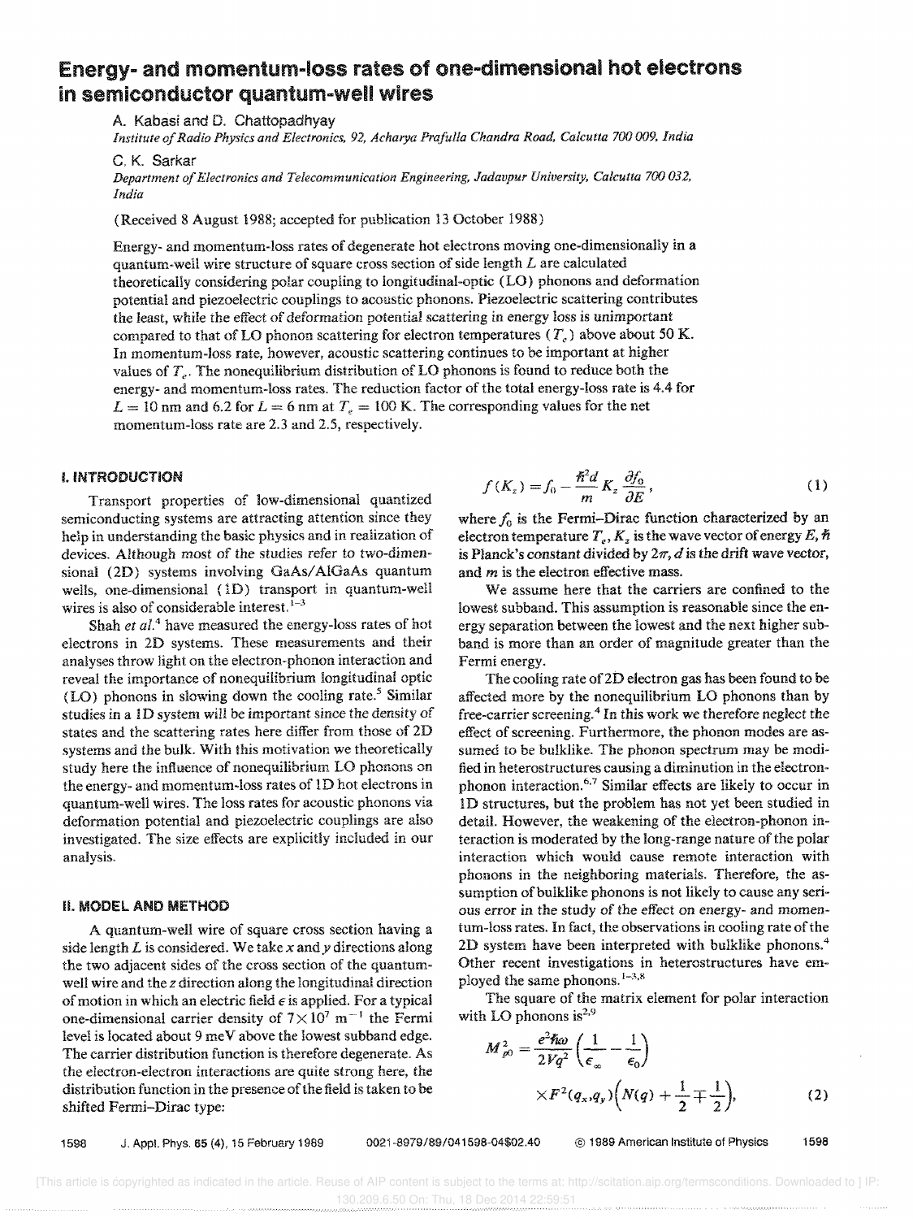# Energy- and momentum-loss rates of one-dimensional hot electrons in semiconductor quantum-well wires

A. Kabasi and D. Chattopadhyay

*Institute of Radio Physics and Electronics, 92, Acharya Prafulla Chandra Road, Calcutta 700 009, India*

C. K. Sarkar

*Department of Electronics and Telecommunication Engineering, Jadavpur University, Calcutta 700 032, India*

(Received 8 August 1988; accepted for publication 13 October 1988)

Energy- and momentum-loss rates of degenerate hot electrons moving one-dimensionally in a quantum-well wire structure of square cross section of side length $L$ are calculated theoretically considering polar coupling to longitudinal-optic (LO) phonons and deformation potential and piezoelectric couplings to acoustic phonons. Piezoelectric scattering contributes the least, while the effect of deformation potential scattering in energy loss is unimportant compared to that of LO phonon scattering for electron temperatures ($T_e$) above about 50 K. In momentum-loss rate, however, acoustic scattering continues to be important at higher values of $T_e$. The nonequilibrium distribution of LO phonons is found to reduce both the energy- and momentum-loss rates. The reduction factor of the total energy-loss rate is 4.4 for $L = 10$ nm and 6.2 for $L = 6$ nm at $T_e = 100$ K. The corresponding values for the net momentum-loss rate are 2.3 and 2.5, respectively.

## I. INTRODUCTION

Transport properties of low-dimensional quantized semiconducting systems are attracting attention since they help in understanding the basic physics and in realization of devices. Although most of the studies refer to two-dimensional (2D) systems involving GaAs/AlGaAs quantum wells, one-dimensional (1D) transport in quantum-well wires is also of considerable interest.[1-3]

Shah *et al.*[4] have measured the energy-loss rates of hot electrons in 2D systems. These measurements and their analyses throw light on the electron-phonon interaction and reveal the importance of nonequilibrium longitudinal optic (LO) phonons in slowing down the cooling rate.[5] Similar studies in a 1D system will be important since the density of states and the scattering rates here differ from those of 2D systems and the bulk. With this motivation we theoretically study here the influence of nonequilibrium LO phonons on the energy- and momentum-loss rates of 1D hot electrons in quantum-well wires. The loss rates for acoustic phonons via deformation potential and piezoelectric couplings are also investigated. The size effects are explicitly included in our analysis.

## II. MODEL AND METHOD

A quantum-well wire of square cross section having a side length $L$ is considered. We take $x$ and $y$ directions along the two adjacent sides of the cross section of the quantum-well wire and the $z$ direction along the longitudinal direction of motion in which an electric field $\epsilon$ is applied. For a typical one-dimensional carrier density of $7\times10^7$ m$^{-1}$ the Fermi level is located about 9 meV above the lowest subband edge. The carrier distribution function is therefore degenerate. As the electron-electron interactions are quite strong here, the distribution function in the presence of the field is taken to be shifted Fermi–Dirac type:

$$f(K_z) = f_0 - \frac{\hbar^2 d}{m} K_z \frac{\partial f_0}{\partial E}, \tag{1}$$

where $f_0$ is the Fermi–Dirac function characterized by an electron temperature $T_e$, $K_z$ is the wave vector of energy $E$, $\hbar$ is Planck's constant divided by $2\pi$, $d$ is the drift wave vector, and $m$ is the electron effective mass.

We assume here that the carriers are confined to the lowest subband. This assumption is reasonable since the energy separation between the lowest and the next higher subband is more than an order of magnitude greater than the Fermi energy.

The cooling rate of 2D electron gas has been found to be affected more by the nonequilibrium LO phonons than by free-carrier screening.[4] In this work we therefore neglect the effect of screening. Furthermore, the phonon modes are assumed to be bulklike. The phonon spectrum may be modified in heterostructures causing a diminution in the electron-phonon interaction.[6,7] Similar effects are likely to occur in 1D structures, but the problem has not yet been studied in detail. However, the weakening of the electron-phonon interaction is moderated by the long-range nature of the polar interaction which would cause remote interaction with phonons in the neighboring materials. Therefore, the assumption of bulklike phonons is not likely to cause any serious error in the study of the effect on energy- and momentum-loss rates. In fact, the observations in cooling rate of the 2D system have been interpreted with bulklike phonons.[4] Other recent investigations in heterostructures have employed the same phonons.[1-3,8]

The square of the matrix element for polar interaction with LO phonons is[2,9]

$$M_{p0}^2 = \frac{e^2\hbar\omega}{2Vq^2}\left(\frac{1}{\epsilon_\infty} - \frac{1}{\epsilon_0}\right) \times F^2(q_x,q_y)\left(N(q) + \frac{1}{2} \mp \frac{1}{2}\right), \tag{2}$$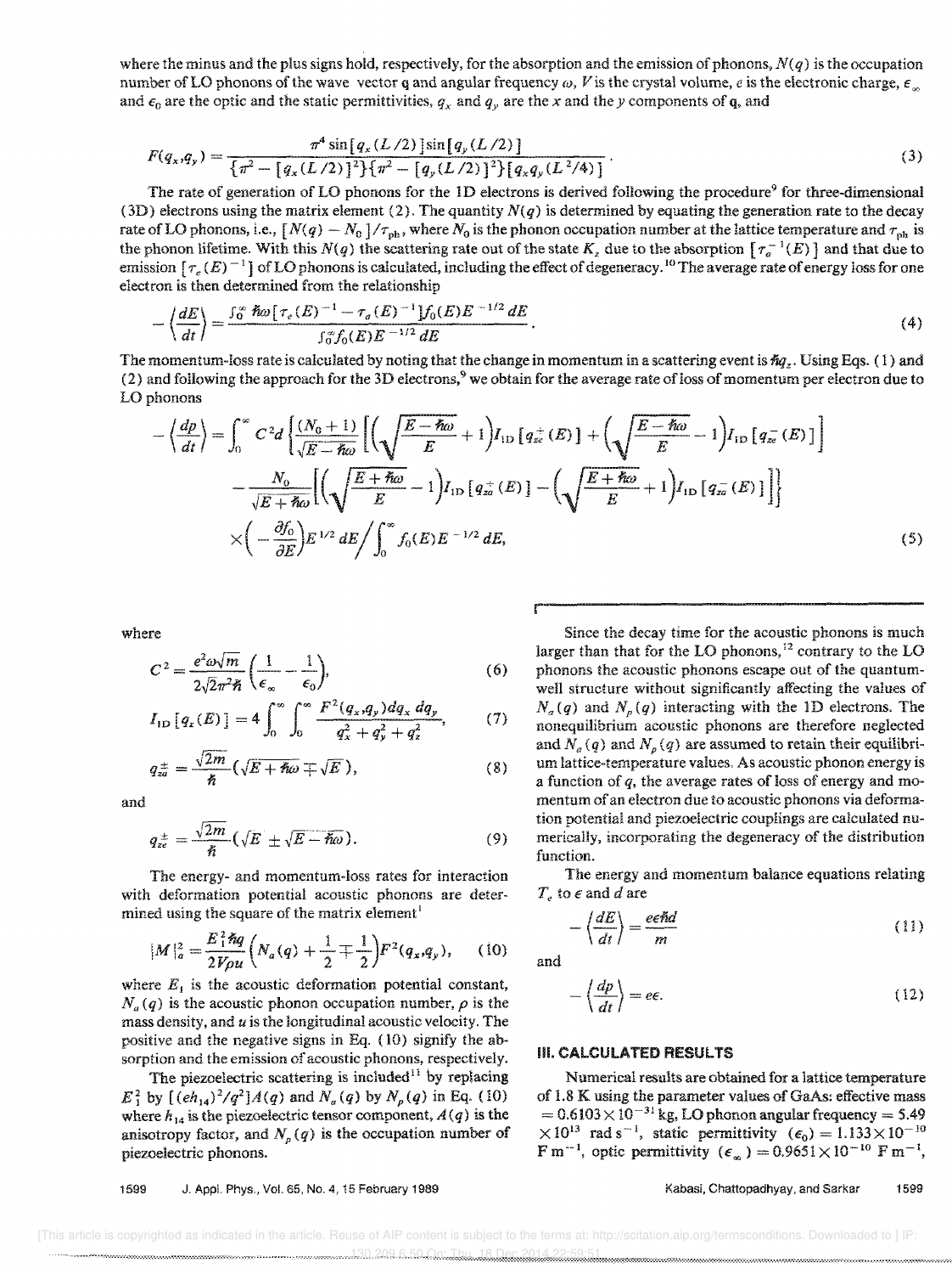where the minus and the plus signs hold, respectively, for the absorption and the emission of phonons, $N(q)$ is the occupation number of LO phonons of the wave vector $\mathbf{q}$ and angular frequency $\omega$, $V$ is the crystal volume, $e$ is the electronic charge, $\epsilon_\infty$ and $\epsilon_0$ are the optic and the static permittivities, $q_x$ and $q_y$ are the $x$ and the $y$ components of $\mathbf{q}$, and

$$F(q_x,q_y)=\frac{\pi^4\sin[q_x(L/2)]\sin[q_y(L/2)]}{\{\pi^2-[q_x(L/2)]^2\}\{\pi^2-[q_y(L/2)]^2\}[q_xq_y(L^2/4)]}. \tag{3}$$

The rate of generation of LO phonons for the 1D electrons is derived following the procedure[9] for three-dimensional (3D) electrons using the matrix element (2). The quantity $N(q)$ is determined by equating the generation rate to the decay rate of LO phonons, i.e., $[N(q)-N_0]/\tau_{ph}$, where $N_0$ is the phonon occupation number at the lattice temperature and $\tau_{ph}$ is the phonon lifetime. With this $N(q)$ the scattering rate out of the state $K_z$ due to the absorption $[\tau_a^{-1}(E)]$ and that due to emission $[\tau_e(E)^{-1}]$ of LO phonons is calculated, including the effect of degeneracy.[10] The average rate of energy loss for one electron is then determined from the relationship

$$-\left\langle\frac{dE}{dt}\right\rangle=\frac{\int_0^\infty \hbar\omega[\tau_e(E)^{-1}-\tau_a(E)^{-1}]f_0(E)E^{-1/2}\,dE}{\int_0^\infty f_0(E)E^{-1/2}\,dE}. \tag{4}$$

The momentum-loss rate is calculated by noting that the change in momentum in a scattering event is $\hbar q_z$. Using Eqs. (1) and (2) and following the approach for the 3D electrons,[9] we obtain for the average rate of loss of momentum per electron due to LO phonons

$$\begin{aligned}-\left\langle\frac{dp}{dt}\right\rangle=\int_0^\infty C^2 d\Bigg\{&\frac{(N_0+1)}{\sqrt{E-\hbar\omega}}\left[\left(\sqrt{\frac{E-\hbar\omega}{E}}+1\right)I_{1D}[q_{ze}^+(E)]+\left(\sqrt{\frac{E-\hbar\omega}{E}}-1\right)I_{1D}[q_{ze}^-(E)]\right]\\&-\frac{N_0}{\sqrt{E+\hbar\omega}}\left[\left(\sqrt{\frac{E+\hbar\omega}{E}}-1\right)I_{1D}[q_{za}^+(E)]-\left(\sqrt{\frac{E+\hbar\omega}{E}}+1\right)I_{1D}[q_{za}^-(E)]\right]\Bigg\}\\&\times\left(-\frac{\partial f_0}{\partial E}\right)E^{1/2}\,dE\Bigg/\int_0^\infty f_0(E)E^{-1/2}\,dE,\end{aligned} \tag{5}$$

where

$$C^2=\frac{e^2\omega\sqrt{m}}{2\sqrt{2}\pi^2\hbar}\left(\frac{1}{\epsilon_\infty}-\frac{1}{\epsilon_0}\right), \tag{6}$$

$$I_{1D}[q_z(E)]=4\int_0^\infty\int_0^\infty\frac{F^2(q_x,q_y)\,dq_x\,dq_y}{q_x^2+q_y^2+q_z^2}, \tag{7}$$

$$q_{za}^\pm=\frac{\sqrt{2m}}{\hbar}(\sqrt{E+\hbar\omega}\mp\sqrt{E}), \tag{8}$$

and

$$q_{ze}^\pm=\frac{\sqrt{2m}}{\hbar}(\sqrt{E}\pm\sqrt{E-\hbar\omega}). \tag{9}$$

The energy- and momentum-loss rates for interaction with deformation potential acoustic phonons are determined using the square of the matrix element[1]

$$|M|_a^2=\frac{E_1^2\hbar q}{2V\rho u}\left(N_a(q)+\frac{1}{2}\mp\frac{1}{2}\right)F^2(q_x,q_y), \tag{10}$$

where $E_1$ is the acoustic deformation potential constant, $N_a(q)$ is the acoustic phonon occupation number, $\rho$ is the mass density, and $u$ is the longitudinal acoustic velocity. The positive and the negative signs in Eq. (10) signify the absorption and the emission of acoustic phonons, respectively.

The piezoelectric scattering is included[11] by replacing $E_1^2$ by $[(eh_{14})^2/q^2]A(q)$ and $N_a(q)$ by $N_p(q)$ in Eq. (10) where $h_{14}$ is the piezoelectric tensor component, $A(q)$ is the anisotropy factor, and $N_p(q)$ is the occupation number of piezoelectric phonons.

Since the decay time for the acoustic phonons is much larger than that for the LO phonons,[12] contrary to the LO phonons the acoustic phonons escape out of the quantum-well structure without significantly affecting the values of $N_a(q)$ and $N_p(q)$ interacting with the 1D electrons. The nonequilibrium acoustic phonons are therefore neglected and $N_a(q)$ and $N_p(q)$ are assumed to retain their equilibrium lattice-temperature values. As acoustic phonon energy is a function of $q$, the average rates of loss of energy and momentum of an electron due to acoustic phonons via deformation potential and piezoelectric couplings are calculated numerically, incorporating the degeneracy of the distribution function.

The energy and momentum balance equations relating $T_e$ to $\epsilon$ and $d$ are

$$-\left\langle\frac{dE}{dt}\right\rangle=\frac{e\epsilon\hbar d}{m} \tag{11}$$

and

$$-\left\langle\frac{dp}{dt}\right\rangle=e\epsilon. \tag{12}$$

## III. CALCULATED RESULTS

Numerical results are obtained for a lattice temperature of 1.8 K using the parameter values of GaAs: effective mass $=0.6103\times10^{-31}$ kg, LO phonon angular frequency $=5.49\times10^{13}$ rad s$^{-1}$, static permittivity $(\epsilon_0)=1.133\times10^{-10}$ F m$^{-1}$, optic permittivity $(\epsilon_\infty)=0.9651\times10^{-10}$ F m$^{-1}$,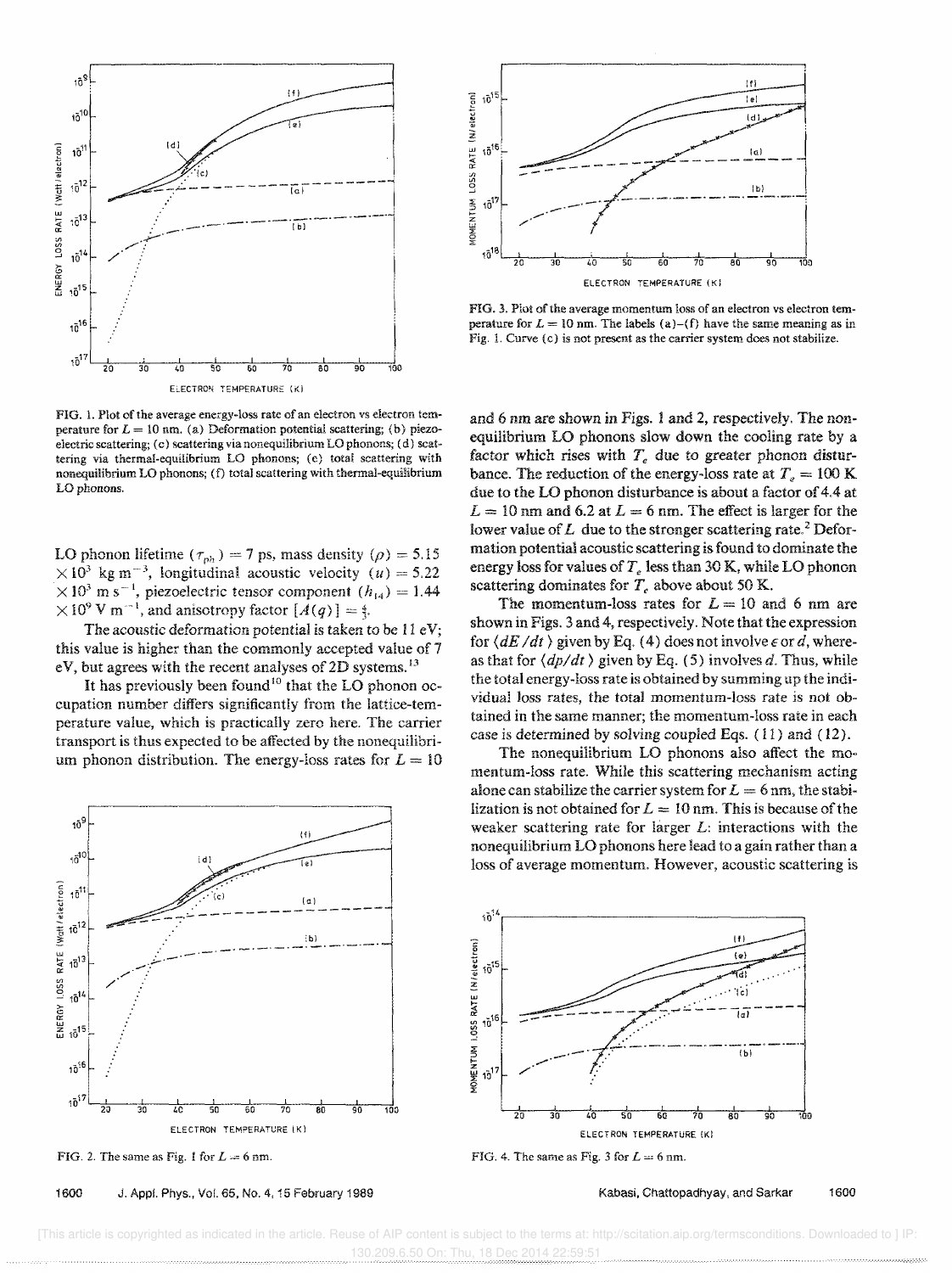FIG. 1. Plot of the average energy-loss rate of an electron vs electron temperature for $L = 10$ nm. (a) Deformation potential scattering; (b) piezoelectric scattering; (c) scattering via nonequilibrium LO phonons; (d) scattering via thermal-equilibrium LO phonons; (e) total scattering with nonequilibrium LO phonons; (f) total scattering with thermal-equilibrium LO phonons.

LO phonon lifetime ($\tau_{ph}$) = 7 ps, mass density ($\rho$) = 5.15 $\times 10^3$ kg m$^{-3}$, longitudinal acoustic velocity ($u$) = 5.22 $\times 10^3$ m s$^{-1}$, piezoelectric tensor component ($h_{14}$) = 1.44 $\times 10^9$ V m$^{-1}$, and anisotropy factor [$A(q)$] = $\frac{1}{3}$.

The acoustic deformation potential is taken to be 11 eV; this value is higher than the commonly accepted value of 7 eV, but agrees with the recent analyses of 2D systems.[13]

It has previously been found[10] that the LO phonon occupation number differs significantly from the lattice-temperature value, which is practically zero here. The carrier transport is thus expected to be affected by the nonequilibrium phonon distribution. The energy-loss rates for $L = 10$ and 6 nm are shown in Figs. 1 and 2, respectively. The nonequilibrium LO phonons slow down the cooling rate by a factor which rises with $T_e$ due to greater phonon disturbance. The reduction of the energy-loss rate at $T_e = 100$ K due to the LO phonon disturbance is about a factor of 4.4 at $L = 10$ nm and 6.2 at $L = 6$ nm. The effect is larger for the lower value of $L$ due to the stronger scattering rate.[2] Deformation potential acoustic scattering is found to dominate the energy loss for values of $T_e$ less than 30 K, while LO phonon scattering dominates for $T_e$ above about 50 K.

FIG. 2. The same as Fig. 1 for $L = 6$ nm.

FIG. 3. Plot of the average momentum loss of an electron vs electron temperature for $L = 10$ nm. The labels (a)–(f) have the same meaning as in Fig. 1. Curve (c) is not present as the carrier system does not stabilize.

The momentum-loss rates for $L = 10$ and 6 nm are shown in Figs. 3 and 4, respectively. Note that the expression for $\langle dE/dt \rangle$ given by Eq. (4) does not involve $\epsilon$ or $d$, whereas that for $\langle dp/dt \rangle$ given by Eq. (5) involves $d$. Thus, while the total energy-loss rate is obtained by summing up the individual loss rates, the total momentum-loss rate is not obtained in the same manner; the momentum-loss rate in each case is determined by solving coupled Eqs. (11) and (12).

The nonequilibrium LO phonons also affect the momentum-loss rate. While this scattering mechanism acting alone can stabilize the carrier system for $L = 6$ nm, the stabilization is not obtained for $L = 10$ nm. This is because of the weaker scattering rate for larger $L$: interactions with the nonequilibrium LO phonons here lead to a gain rather than a loss of average momentum. However, acoustic scattering is

FIG. 4. The same as Fig. 3 for $L = 6$ nm.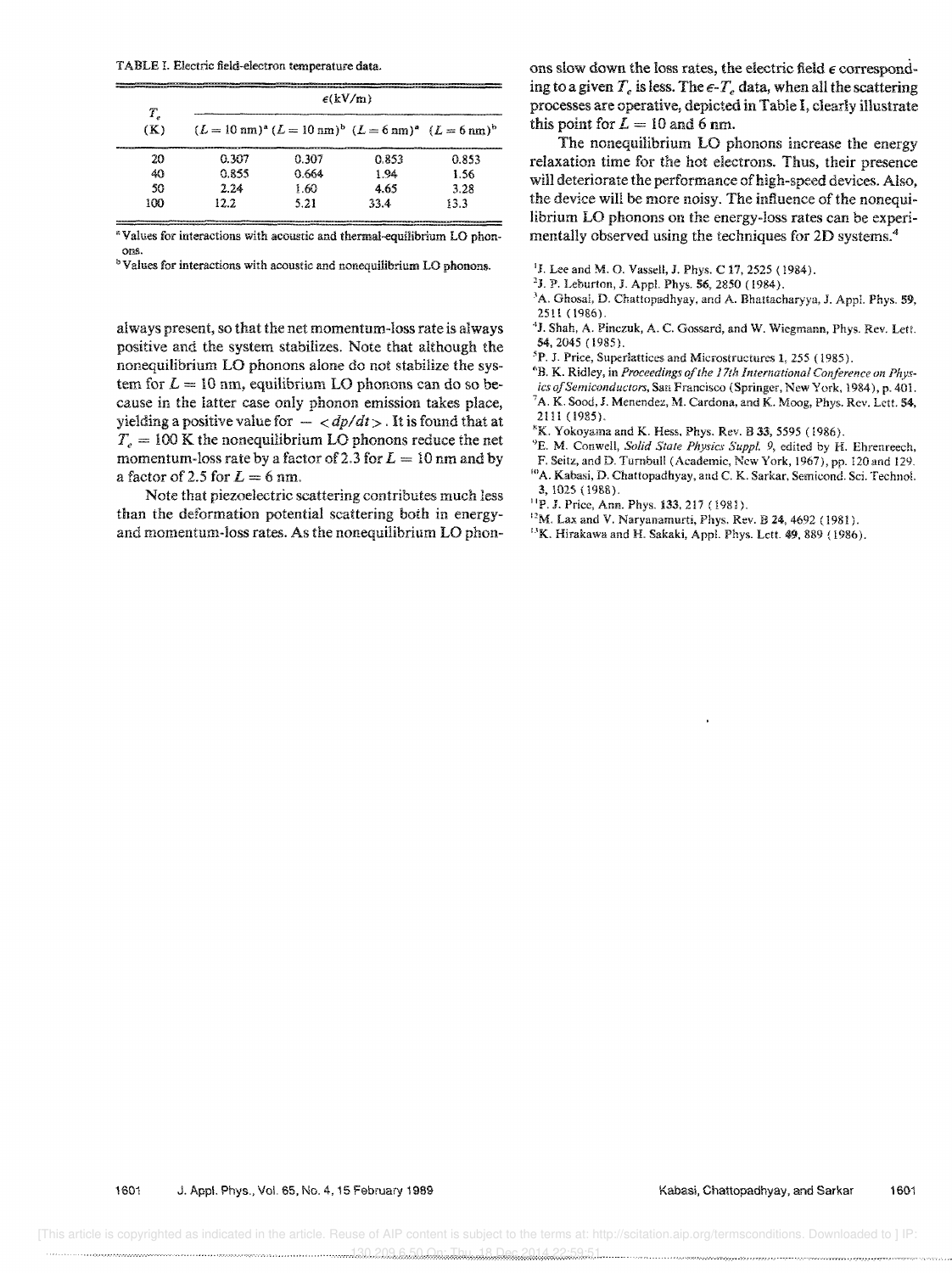TABLE I. Electric field-electron temperature data.

| $T_e$ (K) | $\epsilon$(kV/m) | | | |
|---|---|---|---|---|
| | ($L = 10$ nm)[a] | ($L = 10$ nm)[b] | ($L = 6$ nm)[a] | ($L = 6$ nm)[b] |
| 20 | 0.307 | 0.307 | 0.853 | 0.853 |
| 40 | 0.855 | 0.664 | 1.94 | 1.56 |
| 50 | 2.24 | 1.60 | 4.65 | 3.28 |
| 100 | 12.2 | 5.21 | 33.4 | 13.3 |

[a] Values for interactions with acoustic and thermal-equilibrium LO phonons.

[b] Values for interactions with acoustic and nonequilibrium LO phonons.

always present, so that the net momentum-loss rate is always positive and the system stabilizes. Note that although the nonequilibrium LO phonons alone do not stabilize the system for $L = 10$ nm, equilibrium LO phonons can do so because in the latter case only phonon emission takes place, yielding a positive value for $-\langle dp/dt \rangle$. It is found that at $T_e = 100$ K the nonequilibrium LO phonons reduce the net momentum-loss rate by a factor of 2.3 for $L = 10$ nm and by a factor of 2.5 for $L = 6$ nm.

Note that piezoelectric scattering contributes much less than the deformation potential scattering both in energy- and momentum-loss rates. As the nonequilibrium LO phonons slow down the loss rates, the electric field $\epsilon$ corresponding to a given $T_e$ is less. The $\epsilon$-$T_e$ data, when all the scattering processes are operative, depicted in Table I, clearly illustrate this point for $L = 10$ and 6 nm.

The nonequilibrium LO phonons increase the energy relaxation time for the hot electrons. Thus, their presence will deteriorate the performance of high-speed devices. Also, the device will be more noisy. The influence of the nonequilibrium LO phonons on the energy-loss rates can be experimentally observed using the techniques for 2D systems.[4]

[1] J. Lee and M. O. Vassell, J. Phys. C 17, 2525 (1984).

[2] J. P. Leburton, J. Appl. Phys. 56, 2850 (1984).

[3] A. Ghosal, D. Chattopadhyay, and A. Bhattacharyya, J. Appl. Phys. 59, 2511 (1986).

[4] J. Shah, A. Pinczuk, A. C. Gossard, and W. Wiegmann, Phys. Rev. Lett. 54, 2045 (1985).

[5] P. J. Price, Superlattices and Microstructures 1, 255 (1985).

[6] B. K. Ridley, in *Proceedings of the 17th International Conference on Physics of Semiconductors*, San Francisco (Springer, New York, 1984), p. 401.

[7] A. K. Sood, J. Menendez, M. Cardona, and K. Moog, Phys. Rev. Lett. 54, 2111 (1985).

[8] K. Yokoyama and K. Hess, Phys. Rev. B 33, 5595 (1986).

[9] E. M. Conwell, *Solid State Physics Suppl. 9*, edited by H. Ehrenreech, F. Seitz, and D. Turnbull (Academic, New York, 1967), pp. 120 and 129.

[10] A. Kabasi, D. Chattopadhyay, and C. K. Sarkar, Semicond. Sci. Technol. 3, 1025 (1988).

[11] P. J. Price, Ann. Phys. 133, 217 (1981).

[12] M. Lax and V. Narayanamurti, Phys. Rev. B 24, 4692 (1981).

[13] K. Hirakawa and H. Sakaki, Appl. Phys. Lett. 49, 889 (1986).